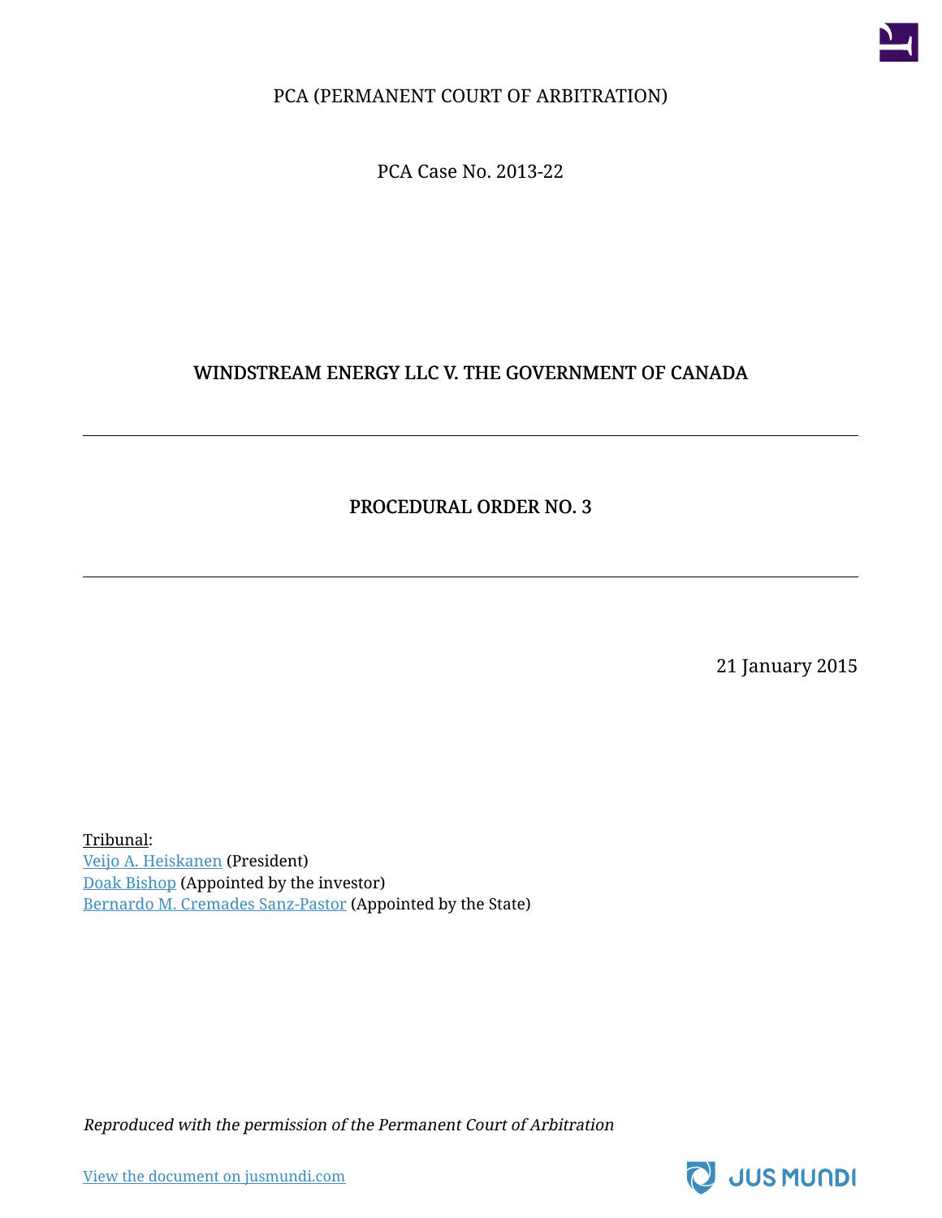PCA (PERMANENT COURT OF ARBITRATION)

PCA Case No. 2013-22

# WINDSTREAM ENERGY LLC V. THE GOVERNMENT OF CANADA

---

## PROCEDURAL ORDER NO. 3

---

21 January 2015

Tribunal:
Veijo A. Heiskanen (President)
Doak Bishop (Appointed by the investor)
Bernardo M. Cremades Sanz-Pastor (Appointed by the State)

*Reproduced with the permission of the Permanent Court of Arbitration*

View the document on jusmundi.com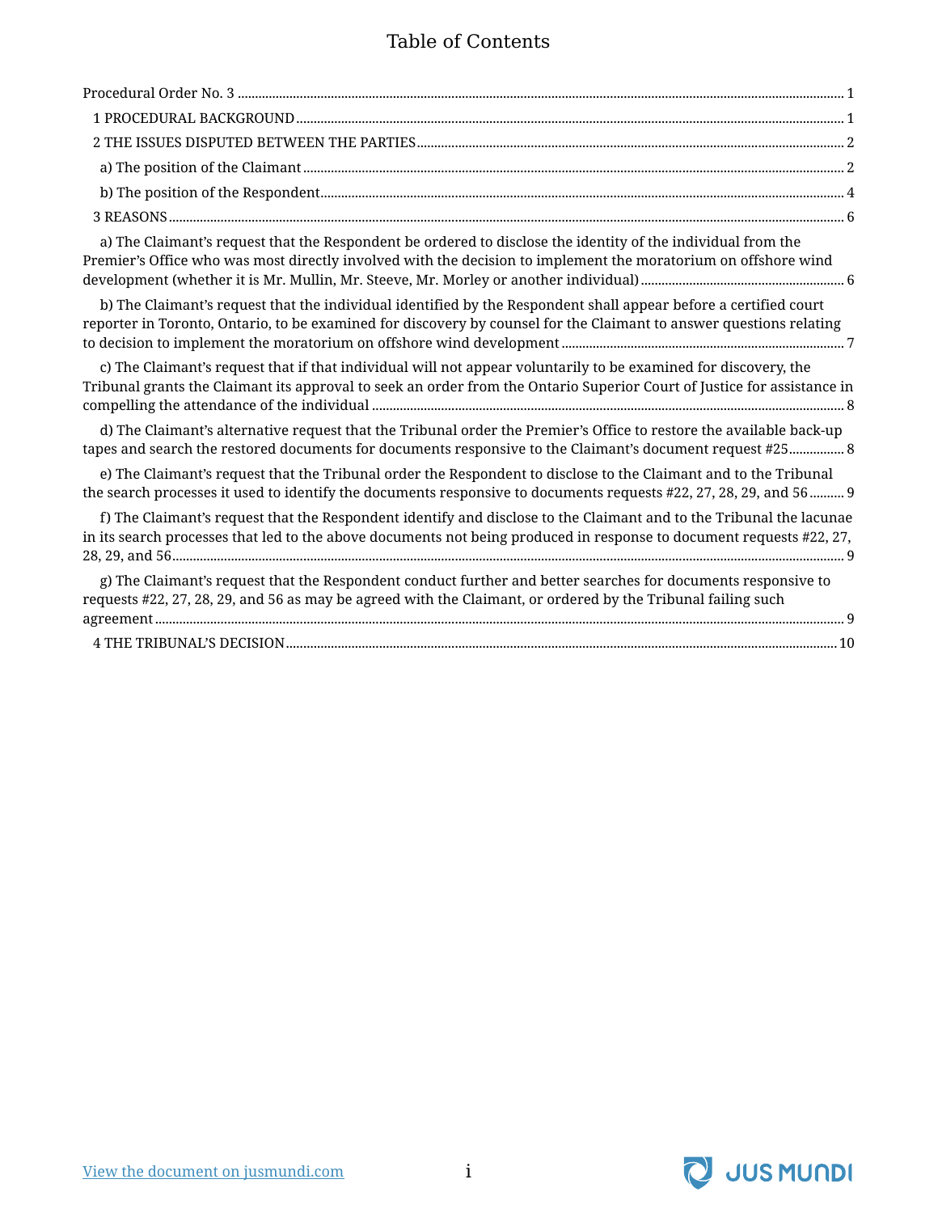# Table of Contents

Procedural Order No. 3 ........ 1

1 PROCEDURAL BACKGROUND ........ 1

2 THE ISSUES DISPUTED BETWEEN THE PARTIES ........ 2

a) The position of the Claimant ........ 2

b) The position of the Respondent ........ 4

3 REASONS ........ 6

a) The Claimant's request that the Respondent be ordered to disclose the identity of the individual from the Premier's Office who was most directly involved with the decision to implement the moratorium on offshore wind development (whether it is Mr. Mullin, Mr. Steeve, Mr. Morley or another individual) ........ 6

b) The Claimant's request that the individual identified by the Respondent shall appear before a certified court reporter in Toronto, Ontario, to be examined for discovery by counsel for the Claimant to answer questions relating to decision to implement the moratorium on offshore wind development ........ 7

c) The Claimant's request that if that individual will not appear voluntarily to be examined for discovery, the Tribunal grants the Claimant its approval to seek an order from the Ontario Superior Court of Justice for assistance in compelling the attendance of the individual ........ 8

d) The Claimant's alternative request that the Tribunal order the Premier's Office to restore the available back-up tapes and search the restored documents for documents responsive to the Claimant's document request #25 ........ 8

e) The Claimant's request that the Tribunal order the Respondent to disclose to the Claimant and to the Tribunal the search processes it used to identify the documents responsive to documents requests #22, 27, 28, 29, and 56 ........ 9

f) The Claimant's request that the Respondent identify and disclose to the Claimant and to the Tribunal the lacunae in its search processes that led to the above documents not being produced in response to document requests #22, 27, 28, 29, and 56 ........ 9

g) The Claimant's request that the Respondent conduct further and better searches for documents responsive to requests #22, 27, 28, 29, and 56 as may be agreed with the Claimant, or ordered by the Tribunal failing such agreement ........ 9

4 THE TRIBUNAL'S DECISION ........ 10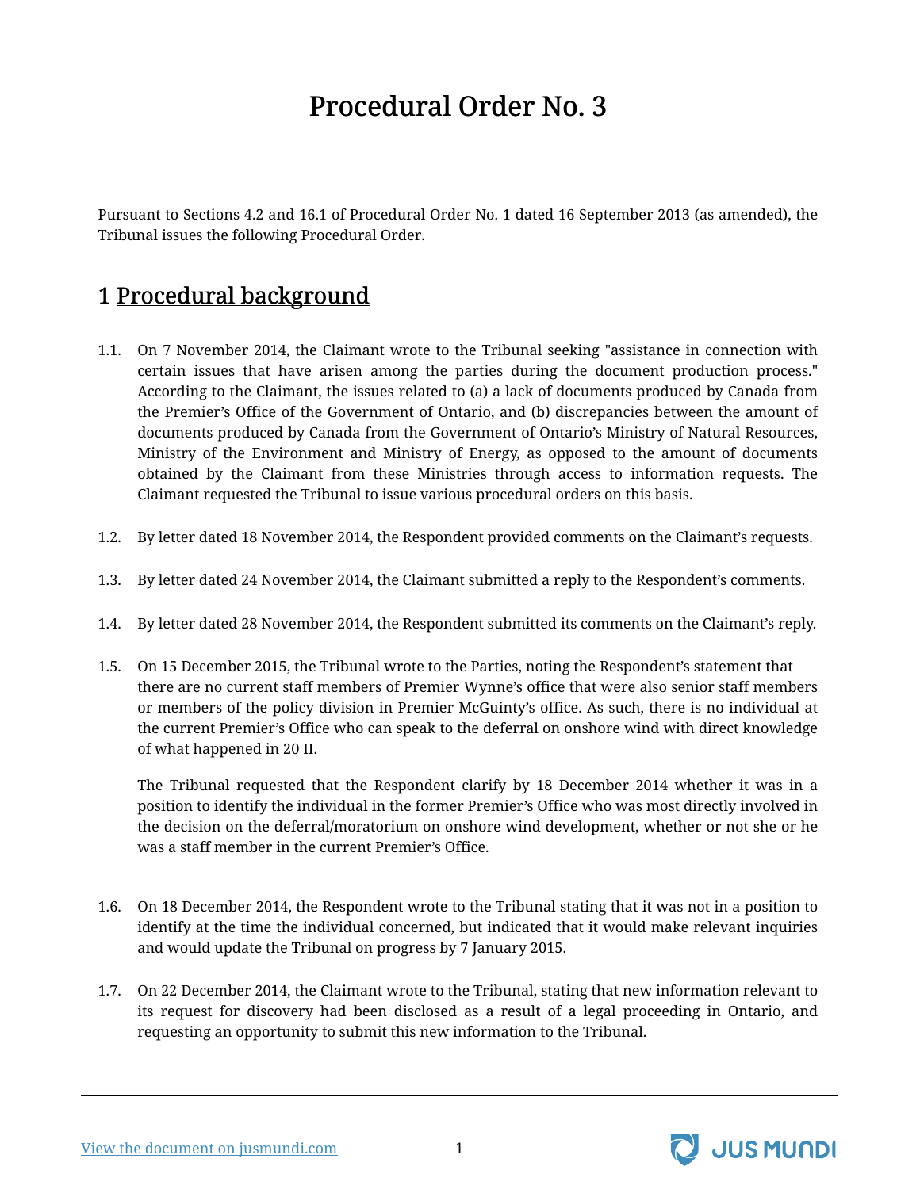# Procedural Order No. 3

Pursuant to Sections 4.2 and 16.1 of Procedural Order No. 1 dated 16 September 2013 (as amended), the Tribunal issues the following Procedural Order.

## 1 Procedural background

1.1. On 7 November 2014, the Claimant wrote to the Tribunal seeking "assistance in connection with certain issues that have arisen among the parties during the document production process." According to the Claimant, the issues related to (a) a lack of documents produced by Canada from the Premier's Office of the Government of Ontario, and (b) discrepancies between the amount of documents produced by Canada from the Government of Ontario's Ministry of Natural Resources, Ministry of the Environment and Ministry of Energy, as opposed to the amount of documents obtained by the Claimant from these Ministries through access to information requests. The Claimant requested the Tribunal to issue various procedural orders on this basis.

1.2. By letter dated 18 November 2014, the Respondent provided comments on the Claimant's requests.

1.3. By letter dated 24 November 2014, the Claimant submitted a reply to the Respondent's comments.

1.4. By letter dated 28 November 2014, the Respondent submitted its comments on the Claimant's reply.

1.5. On 15 December 2015, the Tribunal wrote to the Parties, noting the Respondent's statement that there are no current staff members of Premier Wynne's office that were also senior staff members or members of the policy division in Premier McGuinty's office. As such, there is no individual at the current Premier's Office who can speak to the deferral on onshore wind with direct knowledge of what happened in 20 II.

The Tribunal requested that the Respondent clarify by 18 December 2014 whether it was in a position to identify the individual in the former Premier's Office who was most directly involved in the decision on the deferral/moratorium on onshore wind development, whether or not she or he was a staff member in the current Premier's Office.

1.6. On 18 December 2014, the Respondent wrote to the Tribunal stating that it was not in a position to identify at the time the individual concerned, but indicated that it would make relevant inquiries and would update the Tribunal on progress by 7 January 2015.

1.7. On 22 December 2014, the Claimant wrote to the Tribunal, stating that new information relevant to its request for discovery had been disclosed as a result of a legal proceeding in Ontario, and requesting an opportunity to submit this new information to the Tribunal.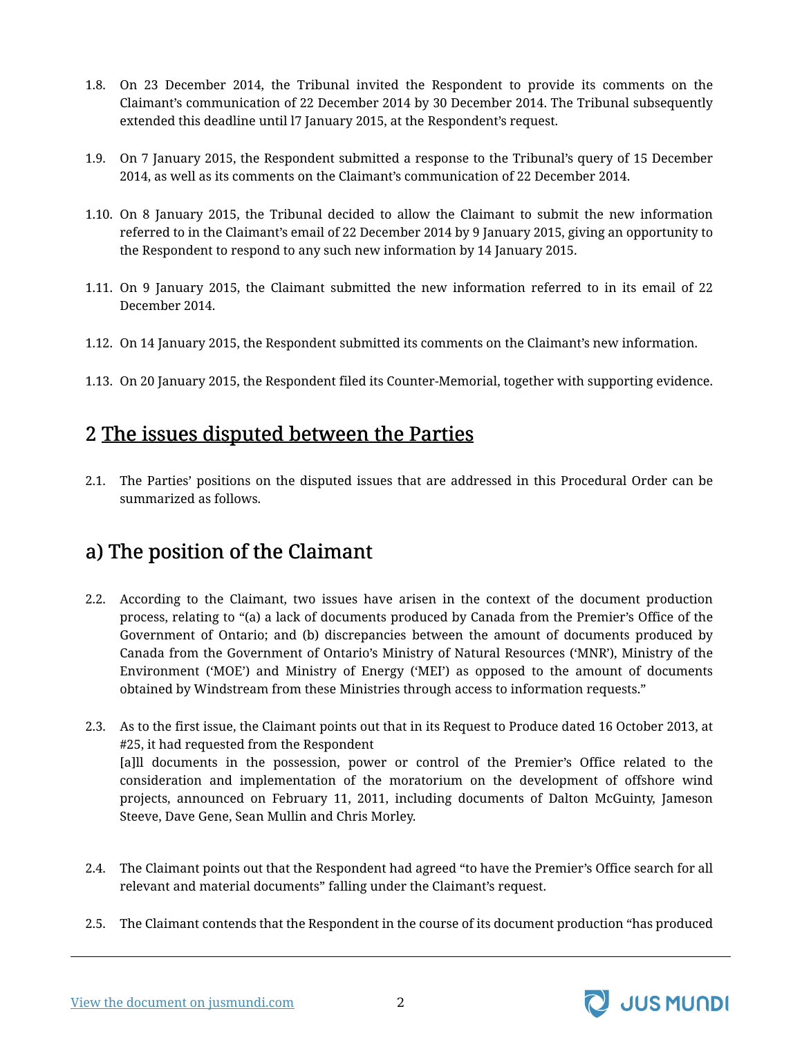1.8. On 23 December 2014, the Tribunal invited the Respondent to provide its comments on the Claimant's communication of 22 December 2014 by 30 December 2014. The Tribunal subsequently extended this deadline until l7 January 2015, at the Respondent's request.

1.9. On 7 January 2015, the Respondent submitted a response to the Tribunal's query of 15 December 2014, as well as its comments on the Claimant's communication of 22 December 2014.

1.10. On 8 January 2015, the Tribunal decided to allow the Claimant to submit the new information referred to in the Claimant's email of 22 December 2014 by 9 January 2015, giving an opportunity to the Respondent to respond to any such new information by 14 January 2015.

1.11. On 9 January 2015, the Claimant submitted the new information referred to in its email of 22 December 2014.

1.12. On 14 January 2015, the Respondent submitted its comments on the Claimant's new information.

1.13. On 20 January 2015, the Respondent filed its Counter-Memorial, together with supporting evidence.

## 2 The issues disputed between the Parties

2.1. The Parties' positions on the disputed issues that are addressed in this Procedural Order can be summarized as follows.

## a) The position of the Claimant

2.2. According to the Claimant, two issues have arisen in the context of the document production process, relating to "(a) a lack of documents produced by Canada from the Premier's Office of the Government of Ontario; and (b) discrepancies between the amount of documents produced by Canada from the Government of Ontario's Ministry of Natural Resources ('MNR'), Ministry of the Environment ('MOE') and Ministry of Energy ('MEI') as opposed to the amount of documents obtained by Windstream from these Ministries through access to information requests."

2.3. As to the first issue, the Claimant points out that in its Request to Produce dated 16 October 2013, at #25, it had requested from the Respondent
[a]ll documents in the possession, power or control of the Premier's Office related to the consideration and implementation of the moratorium on the development of offshore wind projects, announced on February 11, 2011, including documents of Dalton McGuinty, Jameson Steeve, Dave Gene, Sean Mullin and Chris Morley.

2.4. The Claimant points out that the Respondent had agreed "to have the Premier's Office search for all relevant and material documents" falling under the Claimant's request.

2.5. The Claimant contends that the Respondent in the course of its document production "has produced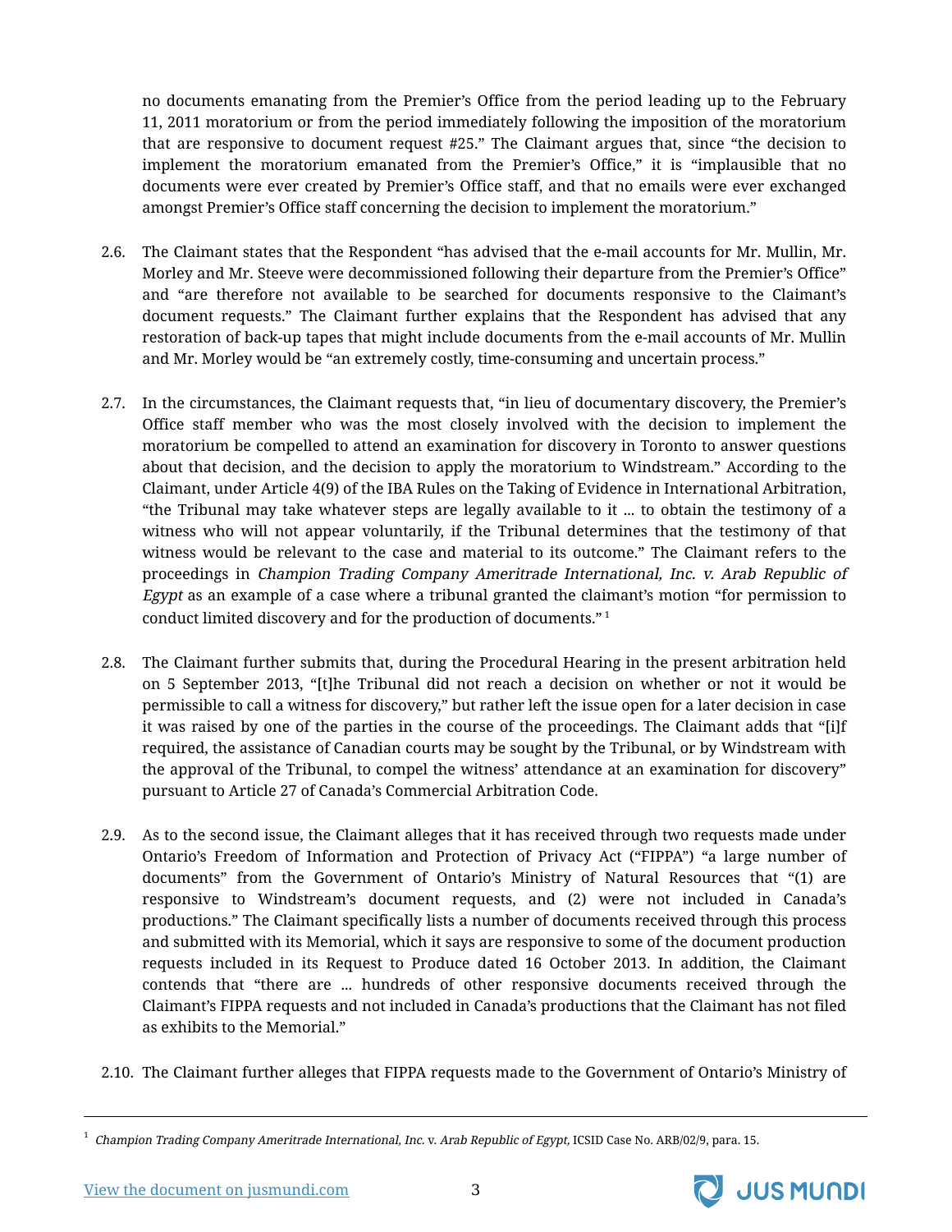no documents emanating from the Premier's Office from the period leading up to the February 11, 2011 moratorium or from the period immediately following the imposition of the moratorium that are responsive to document request #25." The Claimant argues that, since "the decision to implement the moratorium emanated from the Premier's Office," it is "implausible that no documents were ever created by Premier's Office staff, and that no emails were ever exchanged amongst Premier's Office staff concerning the decision to implement the moratorium."

2.6. The Claimant states that the Respondent "has advised that the e-mail accounts for Mr. Mullin, Mr. Morley and Mr. Steeve were decommissioned following their departure from the Premier's Office" and "are therefore not available to be searched for documents responsive to the Claimant's document requests." The Claimant further explains that the Respondent has advised that any restoration of back-up tapes that might include documents from the e-mail accounts of Mr. Mullin and Mr. Morley would be "an extremely costly, time-consuming and uncertain process."

2.7. In the circumstances, the Claimant requests that, "in lieu of documentary discovery, the Premier's Office staff member who was the most closely involved with the decision to implement the moratorium be compelled to attend an examination for discovery in Toronto to answer questions about that decision, and the decision to apply the moratorium to Windstream." According to the Claimant, under Article 4(9) of the IBA Rules on the Taking of Evidence in International Arbitration, "the Tribunal may take whatever steps are legally available to it ... to obtain the testimony of a witness who will not appear voluntarily, if the Tribunal determines that the testimony of that witness would be relevant to the case and material to its outcome." The Claimant refers to the proceedings in *Champion Trading Company Ameritrade International, Inc. v. Arab Republic of Egypt* as an example of a case where a tribunal granted the claimant's motion "for permission to conduct limited discovery and for the production of documents." [1]

2.8. The Claimant further submits that, during the Procedural Hearing in the present arbitration held on 5 September 2013, "[t]he Tribunal did not reach a decision on whether or not it would be permissible to call a witness for discovery," but rather left the issue open for a later decision in case it was raised by one of the parties in the course of the proceedings. The Claimant adds that "[i]f required, the assistance of Canadian courts may be sought by the Tribunal, or by Windstream with the approval of the Tribunal, to compel the witness' attendance at an examination for discovery" pursuant to Article 27 of Canada's Commercial Arbitration Code.

2.9. As to the second issue, the Claimant alleges that it has received through two requests made under Ontario's Freedom of Information and Protection of Privacy Act ("FIPPA") "a large number of documents" from the Government of Ontario's Ministry of Natural Resources that "(1) are responsive to Windstream's document requests, and (2) were not included in Canada's productions." The Claimant specifically lists a number of documents received through this process and submitted with its Memorial, which it says are responsive to some of the document production requests included in its Request to Produce dated 16 October 2013. In addition, the Claimant contends that "there are ... hundreds of other responsive documents received through the Claimant's FIPPA requests and not included in Canada's productions that the Claimant has not filed as exhibits to the Memorial."

2.10. The Claimant further alleges that FIPPA requests made to the Government of Ontario's Ministry of

---

[1] *Champion Trading Company Ameritrade International, Inc.* v. *Arab Republic of Egypt*, ICSID Case No. ARB/02/9, para. 15.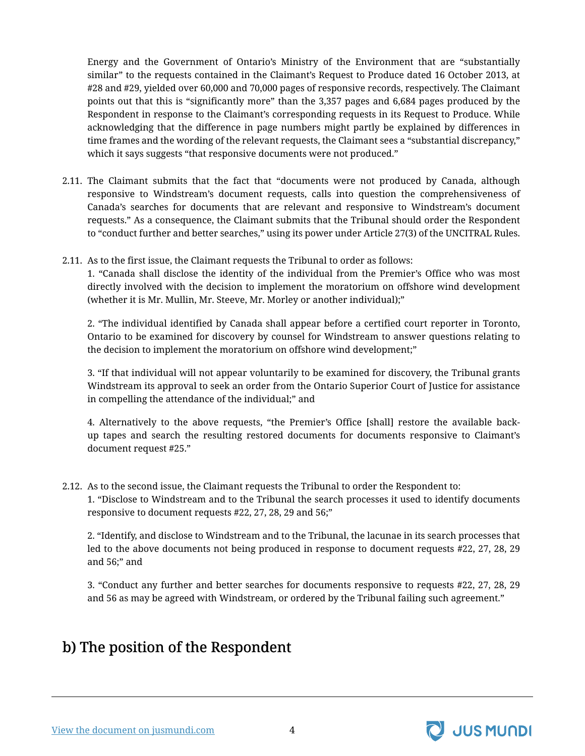Energy and the Government of Ontario's Ministry of the Environment that are "substantially similar" to the requests contained in the Claimant's Request to Produce dated 16 October 2013, at #28 and #29, yielded over 60,000 and 70,000 pages of responsive records, respectively. The Claimant points out that this is "significantly more" than the 3,357 pages and 6,684 pages produced by the Respondent in response to the Claimant's corresponding requests in its Request to Produce. While acknowledging that the difference in page numbers might partly be explained by differences in time frames and the wording of the relevant requests, the Claimant sees a "substantial discrepancy," which it says suggests "that responsive documents were not produced."

2.11. The Claimant submits that the fact that "documents were not produced by Canada, although responsive to Windstream's document requests, calls into question the comprehensiveness of Canada's searches for documents that are relevant and responsive to Windstream's document requests." As a consequence, the Claimant submits that the Tribunal should order the Respondent to "conduct further and better searches," using its power under Article 27(3) of the UNCITRAL Rules.

2.11. As to the first issue, the Claimant requests the Tribunal to order as follows:

1. "Canada shall disclose the identity of the individual from the Premier's Office who was most directly involved with the decision to implement the moratorium on offshore wind development (whether it is Mr. Mullin, Mr. Steeve, Mr. Morley or another individual);"

2. "The individual identified by Canada shall appear before a certified court reporter in Toronto, Ontario to be examined for discovery by counsel for Windstream to answer questions relating to the decision to implement the moratorium on offshore wind development;"

3. "If that individual will not appear voluntarily to be examined for discovery, the Tribunal grants Windstream its approval to seek an order from the Ontario Superior Court of Justice for assistance in compelling the attendance of the individual;" and

4. Alternatively to the above requests, "the Premier's Office [shall] restore the available back-up tapes and search the resulting restored documents for documents responsive to Claimant's document request #25."

2.12. As to the second issue, the Claimant requests the Tribunal to order the Respondent to:

1. "Disclose to Windstream and to the Tribunal the search processes it used to identify documents responsive to document requests #22, 27, 28, 29 and 56;"

2. "Identify, and disclose to Windstream and to the Tribunal, the lacunae in its search processes that led to the above documents not being produced in response to document requests #22, 27, 28, 29 and 56;" and

3. "Conduct any further and better searches for documents responsive to requests #22, 27, 28, 29 and 56 as may be agreed with Windstream, or ordered by the Tribunal failing such agreement."

## b) The position of the Respondent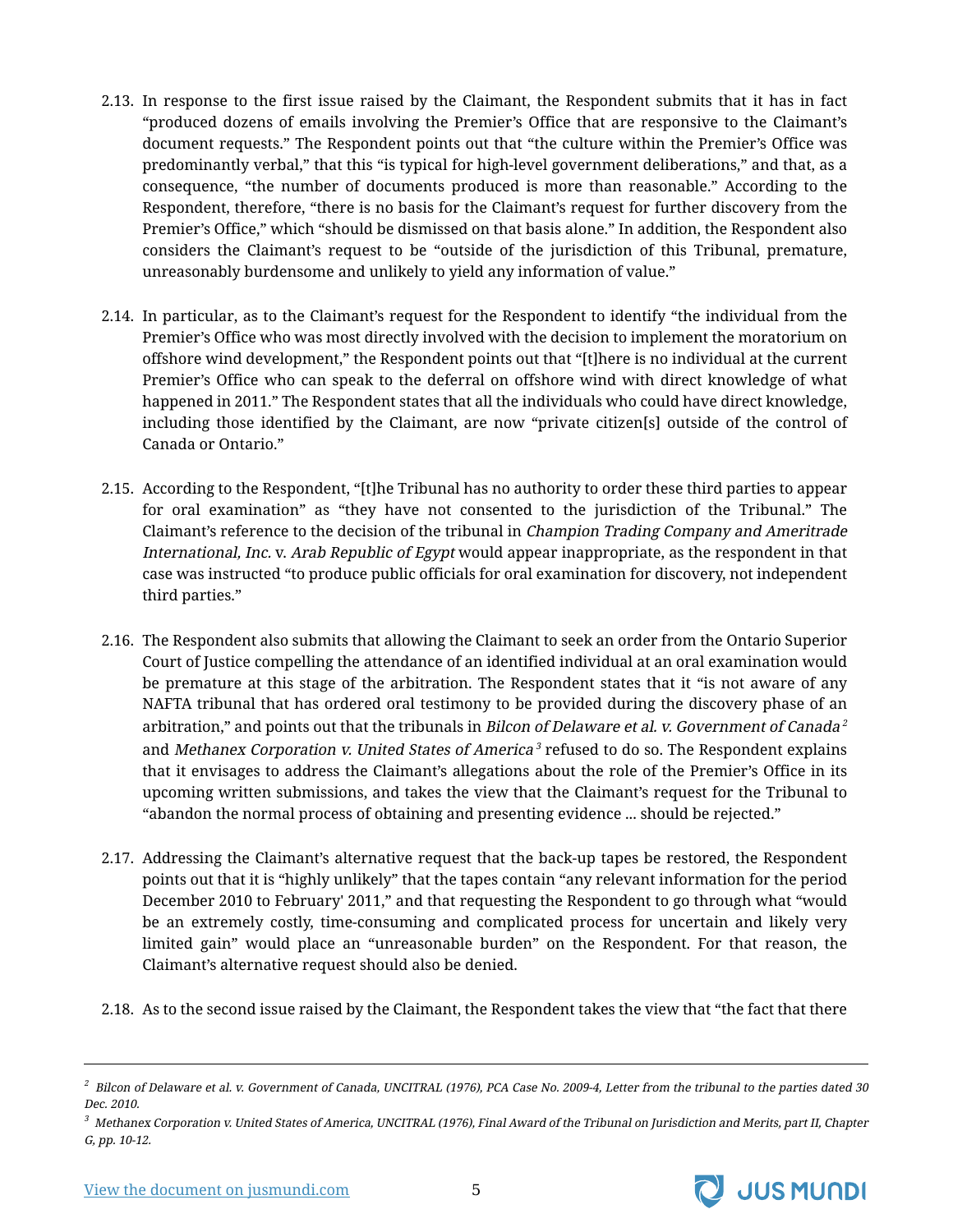2.13. In response to the first issue raised by the Claimant, the Respondent submits that it has in fact "produced dozens of emails involving the Premier's Office that are responsive to the Claimant's document requests." The Respondent points out that "the culture within the Premier's Office was predominantly verbal," that this "is typical for high-level government deliberations," and that, as a consequence, "the number of documents produced is more than reasonable." According to the Respondent, therefore, "there is no basis for the Claimant's request for further discovery from the Premier's Office," which "should be dismissed on that basis alone." In addition, the Respondent also considers the Claimant's request to be "outside of the jurisdiction of this Tribunal, premature, unreasonably burdensome and unlikely to yield any information of value."

2.14. In particular, as to the Claimant's request for the Respondent to identify "the individual from the Premier's Office who was most directly involved with the decision to implement the moratorium on offshore wind development," the Respondent points out that "[t]here is no individual at the current Premier's Office who can speak to the deferral on offshore wind with direct knowledge of what happened in 2011." The Respondent states that all the individuals who could have direct knowledge, including those identified by the Claimant, are now "private citizen[s] outside of the control of Canada or Ontario."

2.15. According to the Respondent, "[t]he Tribunal has no authority to order these third parties to appear for oral examination" as "they have not consented to the jurisdiction of the Tribunal." The Claimant's reference to the decision of the tribunal in *Champion Trading Company and Ameritrade International, Inc.* v. *Arab Republic of Egypt* would appear inappropriate, as the respondent in that case was instructed "to produce public officials for oral examination for discovery, not independent third parties."

2.16. The Respondent also submits that allowing the Claimant to seek an order from the Ontario Superior Court of Justice compelling the attendance of an identified individual at an oral examination would be premature at this stage of the arbitration. The Respondent states that it "is not aware of any NAFTA tribunal that has ordered oral testimony to be provided during the discovery phase of an arbitration," and points out that the tribunals in *Bilcon of Delaware et al. v. Government of Canada*[2] and *Methanex Corporation v. United States of America*[3] refused to do so. The Respondent explains that it envisages to address the Claimant's allegations about the role of the Premier's Office in its upcoming written submissions, and takes the view that the Claimant's request for the Tribunal to "abandon the normal process of obtaining and presenting evidence ... should be rejected."

2.17. Addressing the Claimant's alternative request that the back-up tapes be restored, the Respondent points out that it is "highly unlikely" that the tapes contain "any relevant information for the period December 2010 to February' 2011," and that requesting the Respondent to go through what "would be an extremely costly, time-consuming and complicated process for uncertain and likely very limited gain" would place an "unreasonable burden" on the Respondent. For that reason, the Claimant's alternative request should also be denied.

2.18. As to the second issue raised by the Claimant, the Respondent takes the view that "the fact that there

---

[2] *Bilcon of Delaware et al. v. Government of Canada, UNCITRAL (1976), PCA Case No. 2009-4, Letter from the tribunal to the parties dated 30 Dec. 2010.*

[3] *Methanex Corporation v. United States of America, UNCITRAL (1976), Final Award of the Tribunal on Jurisdiction and Merits, part II, Chapter G, pp. 10-12.*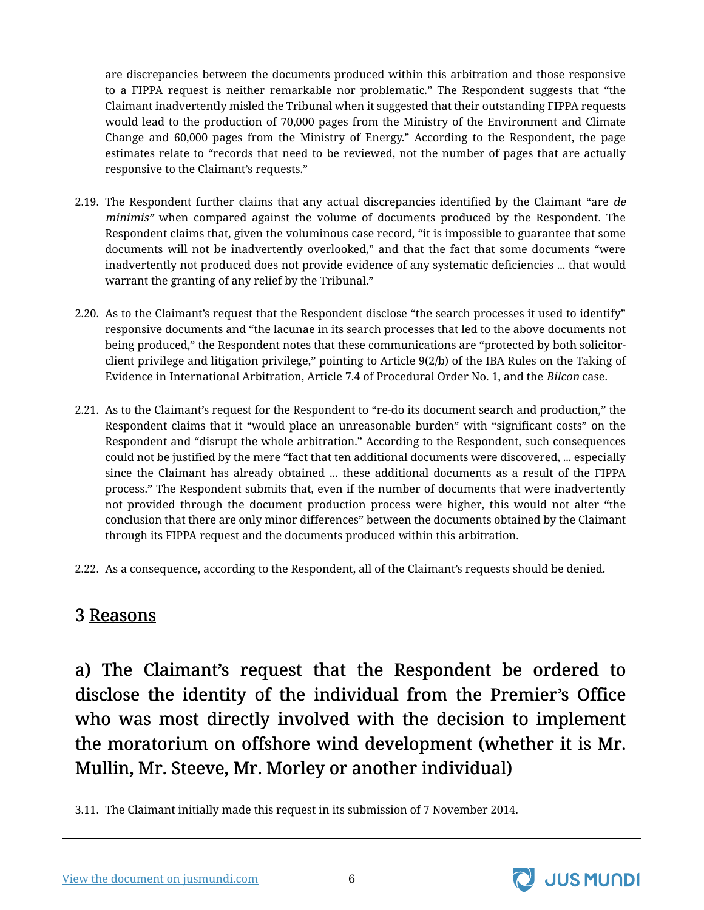are discrepancies between the documents produced within this arbitration and those responsive to a FIPPA request is neither remarkable nor problematic." The Respondent suggests that "the Claimant inadvertently misled the Tribunal when it suggested that their outstanding FIPPA requests would lead to the production of 70,000 pages from the Ministry of the Environment and Climate Change and 60,000 pages from the Ministry of Energy." According to the Respondent, the page estimates relate to "records that need to be reviewed, not the number of pages that are actually responsive to the Claimant's requests."

2.19. The Respondent further claims that any actual discrepancies identified by the Claimant "are *de minimis"* when compared against the volume of documents produced by the Respondent. The Respondent claims that, given the voluminous case record, "it is impossible to guarantee that some documents will not be inadvertently overlooked," and that the fact that some documents "were inadvertently not produced does not provide evidence of any systematic deficiencies ... that would warrant the granting of any relief by the Tribunal."

2.20. As to the Claimant's request that the Respondent disclose "the search processes it used to identify" responsive documents and "the lacunae in its search processes that led to the above documents not being produced," the Respondent notes that these communications are "protected by both solicitor-client privilege and litigation privilege," pointing to Article 9(2/b) of the IBA Rules on the Taking of Evidence in International Arbitration, Article 7.4 of Procedural Order No. 1, and the *Bilcon* case.

2.21. As to the Claimant's request for the Respondent to "re-do its document search and production," the Respondent claims that it "would place an unreasonable burden" with "significant costs" on the Respondent and "disrupt the whole arbitration." According to the Respondent, such consequences could not be justified by the mere "fact that ten additional documents were discovered, ... especially since the Claimant has already obtained ... these additional documents as a result of the FIPPA process." The Respondent submits that, even if the number of documents that were inadvertently not provided through the document production process were higher, this would not alter "the conclusion that there are only minor differences" between the documents obtained by the Claimant through its FIPPA request and the documents produced within this arbitration.

2.22. As a consequence, according to the Respondent, all of the Claimant's requests should be denied.

## 3 Reasons

### a) The Claimant's request that the Respondent be ordered to disclose the identity of the individual from the Premier's Office who was most directly involved with the decision to implement the moratorium on offshore wind development (whether it is Mr. Mullin, Mr. Steeve, Mr. Morley or another individual)

3.11. The Claimant initially made this request in its submission of 7 November 2014.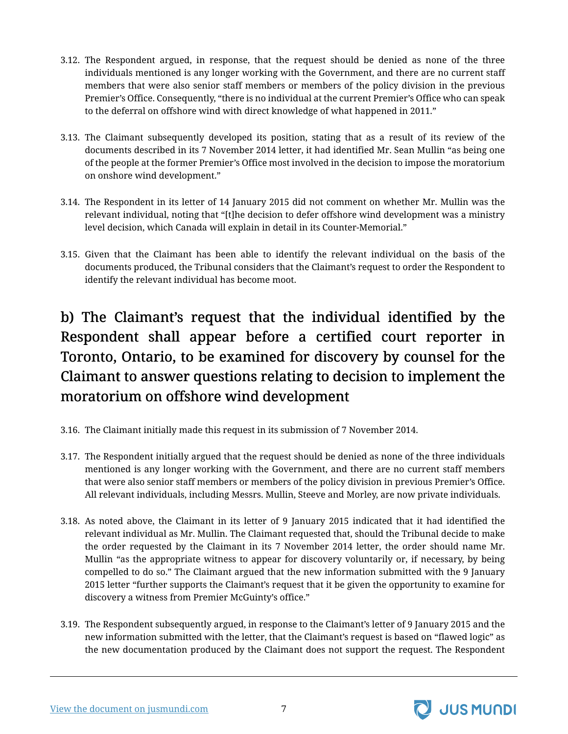3.12. The Respondent argued, in response, that the request should be denied as none of the three individuals mentioned is any longer working with the Government, and there are no current staff members that were also senior staff members or members of the policy division in the previous Premier's Office. Consequently, "there is no individual at the current Premier's Office who can speak to the deferral on offshore wind with direct knowledge of what happened in 2011."

3.13. The Claimant subsequently developed its position, stating that as a result of its review of the documents described in its 7 November 2014 letter, it had identified Mr. Sean Mullin "as being one of the people at the former Premier's Office most involved in the decision to impose the moratorium on onshore wind development."

3.14. The Respondent in its letter of 14 January 2015 did not comment on whether Mr. Mullin was the relevant individual, noting that "[t]he decision to defer offshore wind development was a ministry level decision, which Canada will explain in detail in its Counter-Memorial."

3.15. Given that the Claimant has been able to identify the relevant individual on the basis of the documents produced, the Tribunal considers that the Claimant's request to order the Respondent to identify the relevant individual has become moot.

## b) The Claimant's request that the individual identified by the Respondent shall appear before a certified court reporter in Toronto, Ontario, to be examined for discovery by counsel for the Claimant to answer questions relating to decision to implement the moratorium on offshore wind development

3.16. The Claimant initially made this request in its submission of 7 November 2014.

3.17. The Respondent initially argued that the request should be denied as none of the three individuals mentioned is any longer working with the Government, and there are no current staff members that were also senior staff members or members of the policy division in previous Premier's Office. All relevant individuals, including Messrs. Mullin, Steeve and Morley, are now private individuals.

3.18. As noted above, the Claimant in its letter of 9 January 2015 indicated that it had identified the relevant individual as Mr. Mullin. The Claimant requested that, should the Tribunal decide to make the order requested by the Claimant in its 7 November 2014 letter, the order should name Mr. Mullin "as the appropriate witness to appear for discovery voluntarily or, if necessary, by being compelled to do so." The Claimant argued that the new information submitted with the 9 January 2015 letter "further supports the Claimant's request that it be given the opportunity to examine for discovery a witness from Premier McGuinty's office."

3.19. The Respondent subsequently argued, in response to the Claimant's letter of 9 January 2015 and the new information submitted with the letter, that the Claimant's request is based on "flawed logic" as the new documentation produced by the Claimant does not support the request. The Respondent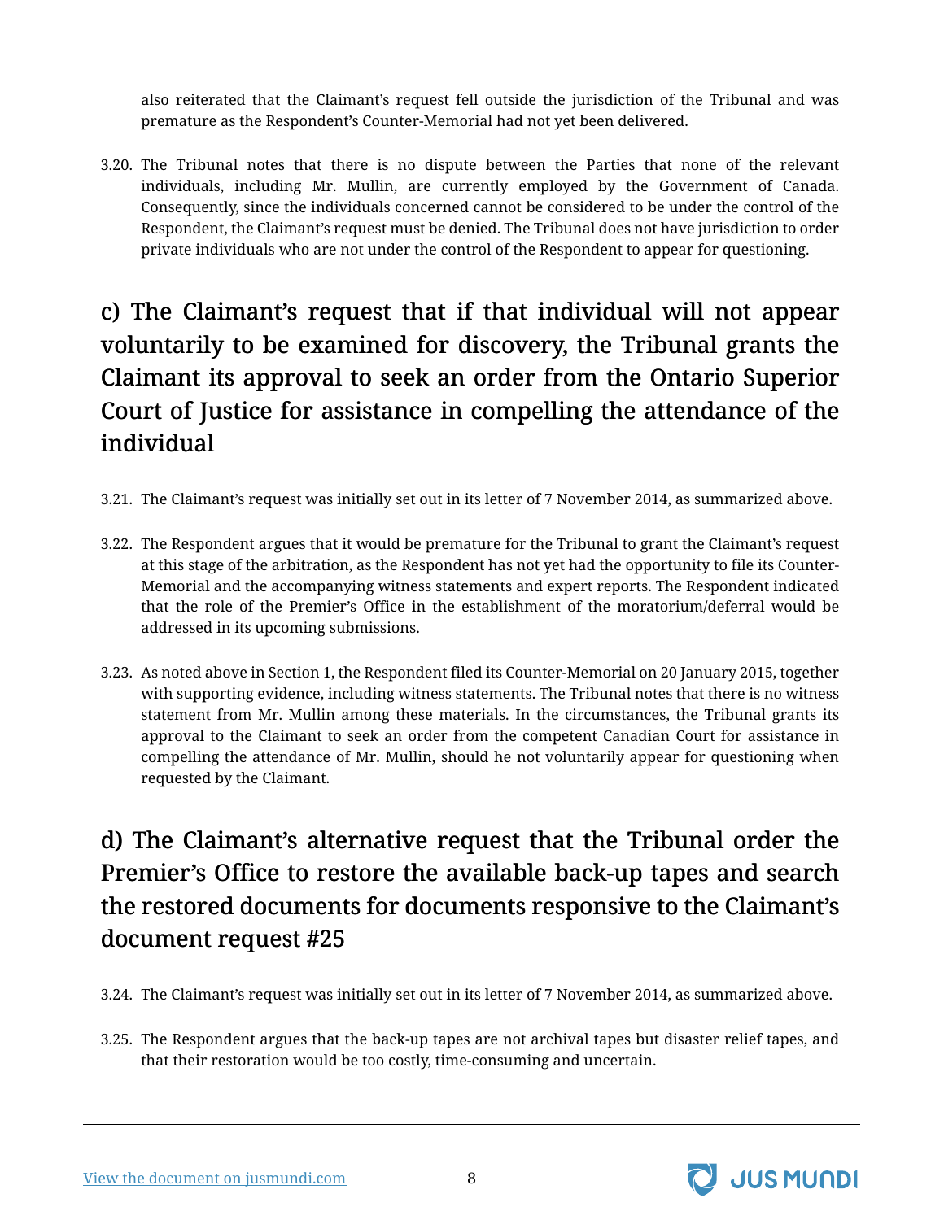also reiterated that the Claimant's request fell outside the jurisdiction of the Tribunal and was premature as the Respondent's Counter-Memorial had not yet been delivered.

3.20. The Tribunal notes that there is no dispute between the Parties that none of the relevant individuals, including Mr. Mullin, are currently employed by the Government of Canada. Consequently, since the individuals concerned cannot be considered to be under the control of the Respondent, the Claimant's request must be denied. The Tribunal does not have jurisdiction to order private individuals who are not under the control of the Respondent to appear for questioning.

## c) The Claimant's request that if that individual will not appear voluntarily to be examined for discovery, the Tribunal grants the Claimant its approval to seek an order from the Ontario Superior Court of Justice for assistance in compelling the attendance of the individual

3.21. The Claimant's request was initially set out in its letter of 7 November 2014, as summarized above.

3.22. The Respondent argues that it would be premature for the Tribunal to grant the Claimant's request at this stage of the arbitration, as the Respondent has not yet had the opportunity to file its Counter-Memorial and the accompanying witness statements and expert reports. The Respondent indicated that the role of the Premier's Office in the establishment of the moratorium/deferral would be addressed in its upcoming submissions.

3.23. As noted above in Section 1, the Respondent filed its Counter-Memorial on 20 January 2015, together with supporting evidence, including witness statements. The Tribunal notes that there is no witness statement from Mr. Mullin among these materials. In the circumstances, the Tribunal grants its approval to the Claimant to seek an order from the competent Canadian Court for assistance in compelling the attendance of Mr. Mullin, should he not voluntarily appear for questioning when requested by the Claimant.

## d) The Claimant's alternative request that the Tribunal order the Premier's Office to restore the available back-up tapes and search the restored documents for documents responsive to the Claimant's document request #25

3.24. The Claimant's request was initially set out in its letter of 7 November 2014, as summarized above.

3.25. The Respondent argues that the back-up tapes are not archival tapes but disaster relief tapes, and that their restoration would be too costly, time-consuming and uncertain.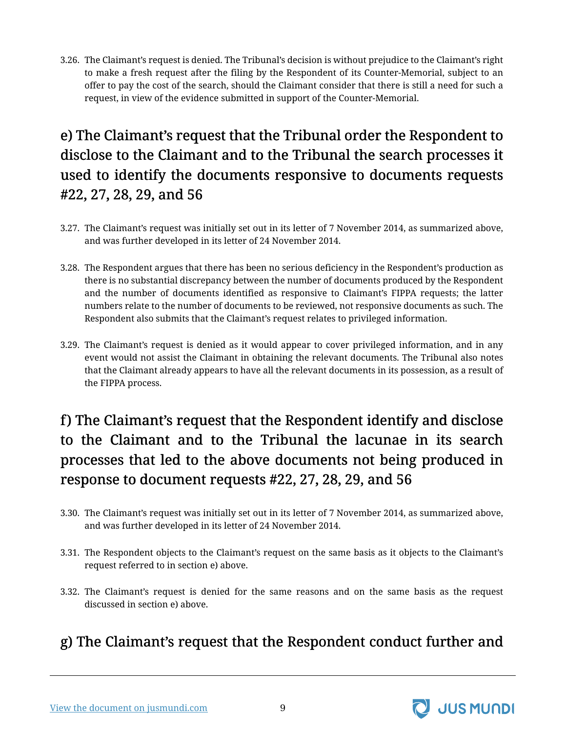3.26. The Claimant's request is denied. The Tribunal's decision is without prejudice to the Claimant's right to make a fresh request after the filing by the Respondent of its Counter-Memorial, subject to an offer to pay the cost of the search, should the Claimant consider that there is still a need for such a request, in view of the evidence submitted in support of the Counter-Memorial.

## e) The Claimant's request that the Tribunal order the Respondent to disclose to the Claimant and to the Tribunal the search processes it used to identify the documents responsive to documents requests #22, 27, 28, 29, and 56

3.27. The Claimant's request was initially set out in its letter of 7 November 2014, as summarized above, and was further developed in its letter of 24 November 2014.

3.28. The Respondent argues that there has been no serious deficiency in the Respondent's production as there is no substantial discrepancy between the number of documents produced by the Respondent and the number of documents identified as responsive to Claimant's FIPPA requests; the latter numbers relate to the number of documents to be reviewed, not responsive documents as such. The Respondent also submits that the Claimant's request relates to privileged information.

3.29. The Claimant's request is denied as it would appear to cover privileged information, and in any event would not assist the Claimant in obtaining the relevant documents. The Tribunal also notes that the Claimant already appears to have all the relevant documents in its possession, as a result of the FIPPA process.

## f) The Claimant's request that the Respondent identify and disclose to the Claimant and to the Tribunal the lacunae in its search processes that led to the above documents not being produced in response to document requests #22, 27, 28, 29, and 56

3.30. The Claimant's request was initially set out in its letter of 7 November 2014, as summarized above, and was further developed in its letter of 24 November 2014.

3.31. The Respondent objects to the Claimant's request on the same basis as it objects to the Claimant's request referred to in section e) above.

3.32. The Claimant's request is denied for the same reasons and on the same basis as the request discussed in section e) above.

## g) The Claimant's request that the Respondent conduct further and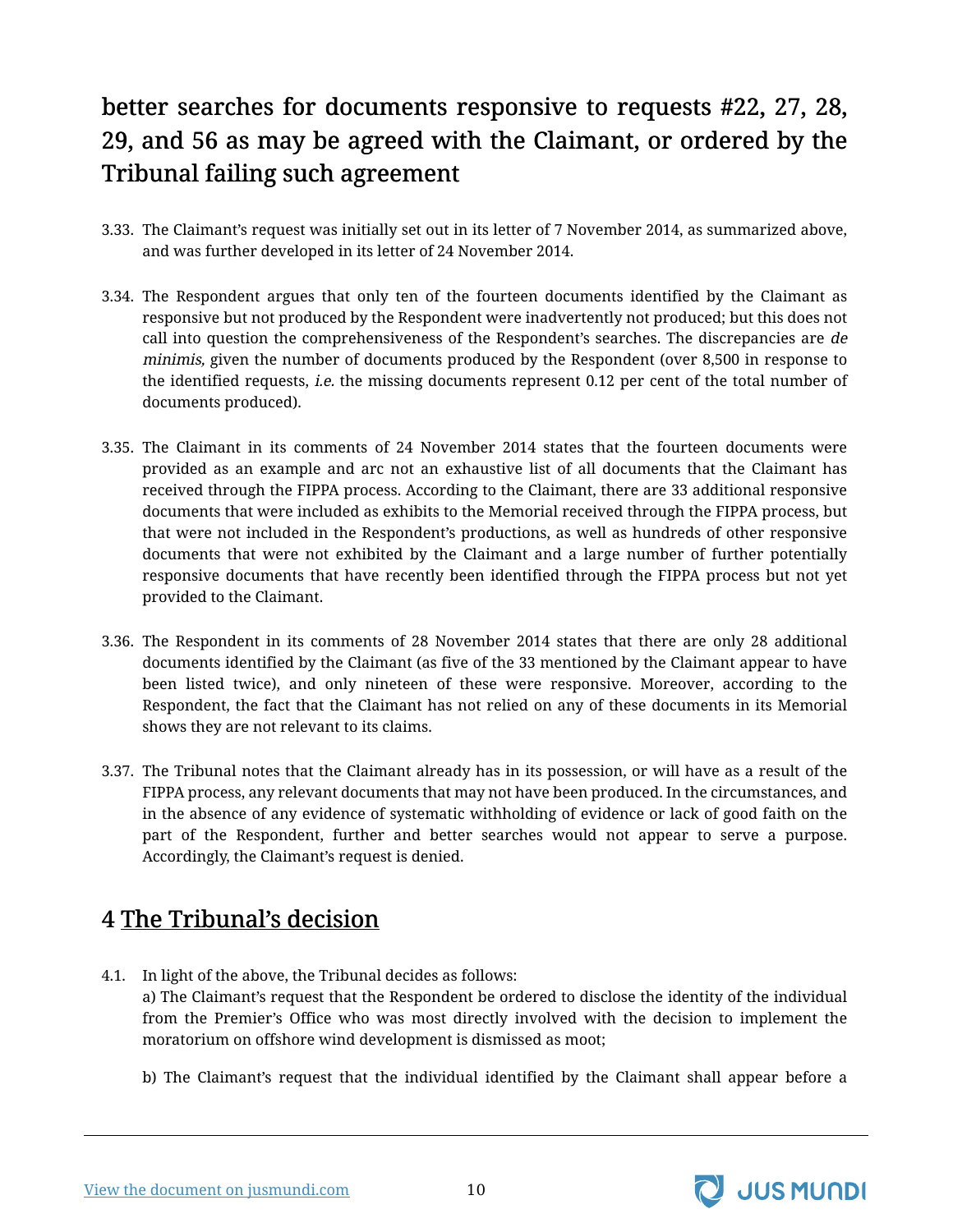## better searches for documents responsive to requests #22, 27, 28, 29, and 56 as may be agreed with the Claimant, or ordered by the Tribunal failing such agreement

3.33. The Claimant's request was initially set out in its letter of 7 November 2014, as summarized above, and was further developed in its letter of 24 November 2014.

3.34. The Respondent argues that only ten of the fourteen documents identified by the Claimant as responsive but not produced by the Respondent were inadvertently not produced; but this does not call into question the comprehensiveness of the Respondent's searches. The discrepancies are *de minimis,* given the number of documents produced by the Respondent (over 8,500 in response to the identified requests, *i.e.* the missing documents represent 0.12 per cent of the total number of documents produced).

3.35. The Claimant in its comments of 24 November 2014 states that the fourteen documents were provided as an example and arc not an exhaustive list of all documents that the Claimant has received through the FIPPA process. According to the Claimant, there are 33 additional responsive documents that were included as exhibits to the Memorial received through the FIPPA process, but that were not included in the Respondent's productions, as well as hundreds of other responsive documents that were not exhibited by the Claimant and a large number of further potentially responsive documents that have recently been identified through the FIPPA process but not yet provided to the Claimant.

3.36. The Respondent in its comments of 28 November 2014 states that there are only 28 additional documents identified by the Claimant (as five of the 33 mentioned by the Claimant appear to have been listed twice), and only nineteen of these were responsive. Moreover, according to the Respondent, the fact that the Claimant has not relied on any of these documents in its Memorial shows they are not relevant to its claims.

3.37. The Tribunal notes that the Claimant already has in its possession, or will have as a result of the FIPPA process, any relevant documents that may not have been produced. In the circumstances, and in the absence of any evidence of systematic withholding of evidence or lack of good faith on the part of the Respondent, further and better searches would not appear to serve a purpose. Accordingly, the Claimant's request is denied.

# 4 The Tribunal's decision

4.1. In light of the above, the Tribunal decides as follows:

a) The Claimant's request that the Respondent be ordered to disclose the identity of the individual from the Premier's Office who was most directly involved with the decision to implement the moratorium on offshore wind development is dismissed as moot;

b) The Claimant's request that the individual identified by the Claimant shall appear before a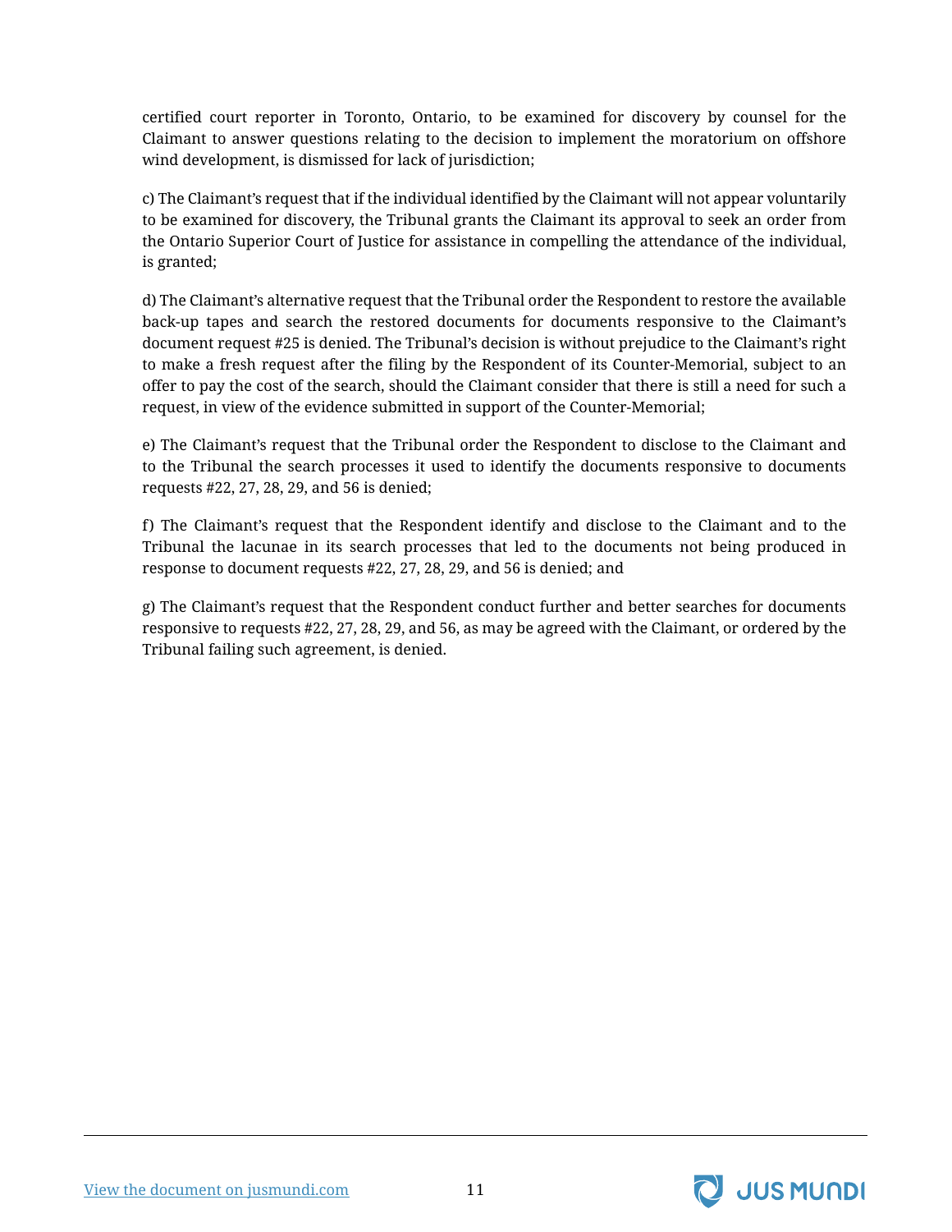certified court reporter in Toronto, Ontario, to be examined for discovery by counsel for the Claimant to answer questions relating to the decision to implement the moratorium on offshore wind development, is dismissed for lack of jurisdiction;

c) The Claimant's request that if the individual identified by the Claimant will not appear voluntarily to be examined for discovery, the Tribunal grants the Claimant its approval to seek an order from the Ontario Superior Court of Justice for assistance in compelling the attendance of the individual, is granted;

d) The Claimant's alternative request that the Tribunal order the Respondent to restore the available back-up tapes and search the restored documents for documents responsive to the Claimant's document request #25 is denied. The Tribunal's decision is without prejudice to the Claimant's right to make a fresh request after the filing by the Respondent of its Counter-Memorial, subject to an offer to pay the cost of the search, should the Claimant consider that there is still a need for such a request, in view of the evidence submitted in support of the Counter-Memorial;

e) The Claimant's request that the Tribunal order the Respondent to disclose to the Claimant and to the Tribunal the search processes it used to identify the documents responsive to documents requests #22, 27, 28, 29, and 56 is denied;

f) The Claimant's request that the Respondent identify and disclose to the Claimant and to the Tribunal the lacunae in its search processes that led to the documents not being produced in response to document requests #22, 27, 28, 29, and 56 is denied; and

g) The Claimant's request that the Respondent conduct further and better searches for documents responsive to requests #22, 27, 28, 29, and 56, as may be agreed with the Claimant, or ordered by the Tribunal failing such agreement, is denied.